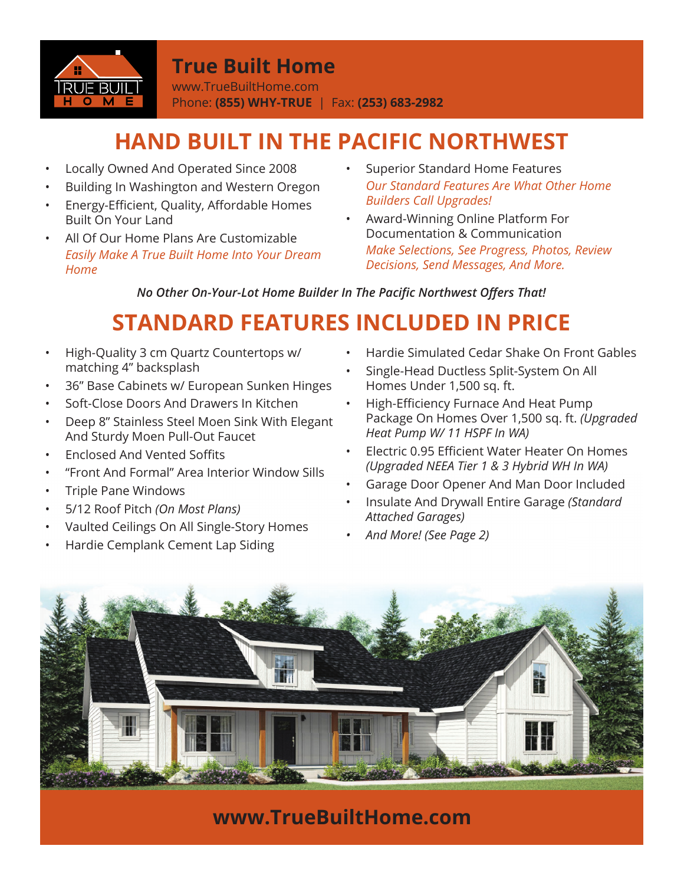# True Built Home

www.TrueBuiltHome.com
Phone: **(855) WHY-TRUE** | Fax: **(253) 683-2982**

## HAND BUILT IN THE PACIFIC NORTHWEST

- Locally Owned And Operated Since 2008
- Building In Washington and Western Oregon
- Energy-Efficient, Quality, Affordable Homes Built On Your Land
- All Of Our Home Plans Are Customizable
  *Easily Make A True Built Home Into Your Dream Home*
- Superior Standard Home Features
  *Our Standard Features Are What Other Home Builders Call Upgrades!*
- Award-Winning Online Platform For Documentation & Communication
  *Make Selections, See Progress, Photos, Review Decisions, Send Messages, And More.*

***No Other On-Your-Lot Home Builder In The Pacific Northwest Offers That!***

## STANDARD FEATURES INCLUDED IN PRICE

- High-Quality 3 cm Quartz Countertops w/ matching 4" backsplash
- 36" Base Cabinets w/ European Sunken Hinges
- Soft-Close Doors And Drawers In Kitchen
- Deep 8" Stainless Steel Moen Sink With Elegant And Sturdy Moen Pull-Out Faucet
- Enclosed And Vented Soffits
- "Front And Formal" Area Interior Window Sills
- Triple Pane Windows
- 5/12 Roof Pitch *(On Most Plans)*
- Vaulted Ceilings On All Single-Story Homes
- Hardie Cemplank Cement Lap Siding
- Hardie Simulated Cedar Shake On Front Gables
- Single-Head Ductless Split-System On All Homes Under 1,500 sq. ft.
- High-Efficiency Furnace And Heat Pump Package On Homes Over 1,500 sq. ft. *(Upgraded Heat Pump W/ 11 HSPF In WA)*
- Electric 0.95 Efficient Water Heater On Homes *(Upgraded NEEA Tier 1 & 3 Hybrid WH In WA)*
- Garage Door Opener And Man Door Included
- Insulate And Drywall Entire Garage *(Standard Attached Garages)*
- *And More! (See Page 2)*

**www.TrueBuiltHome.com**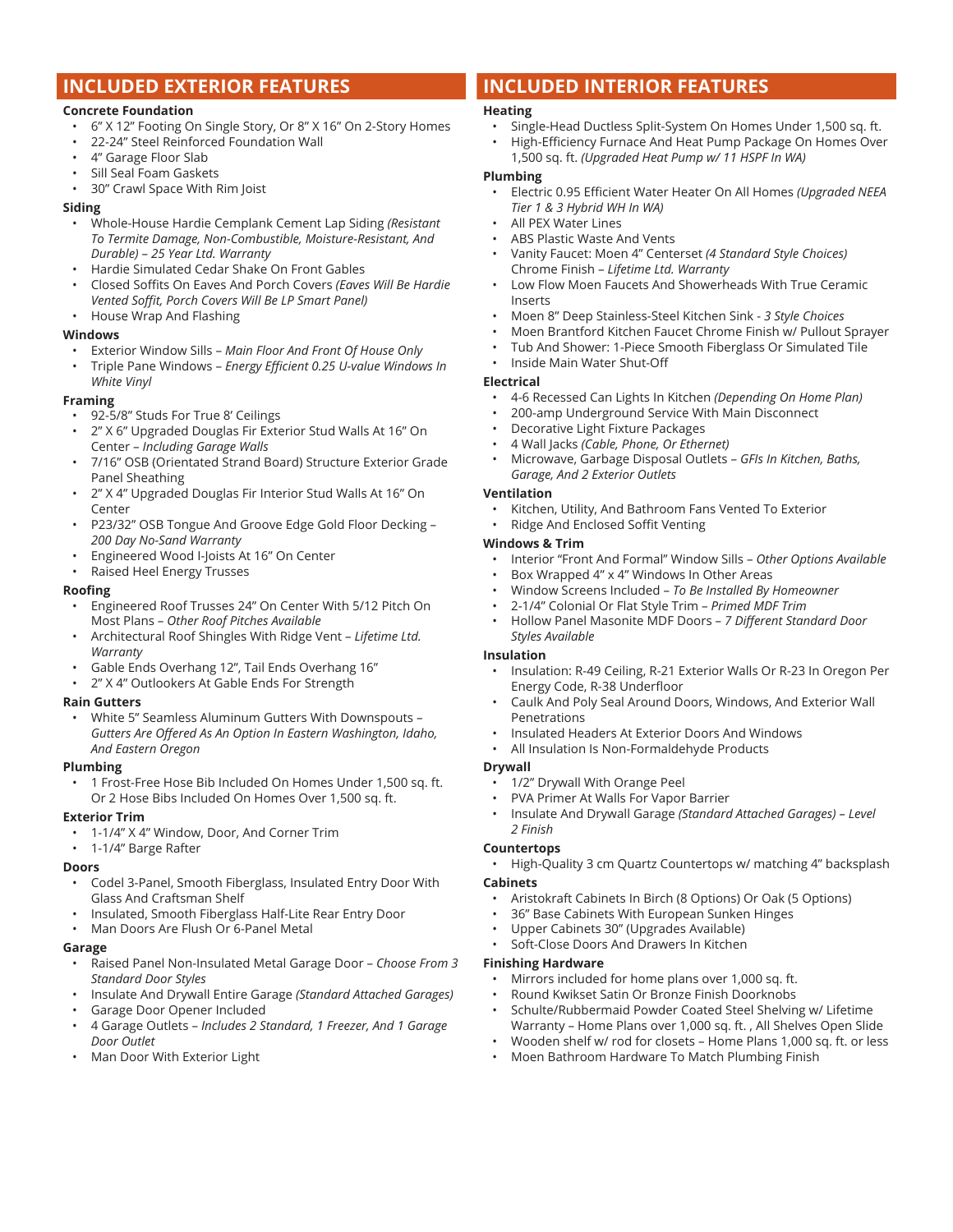## INCLUDED EXTERIOR FEATURES

### Concrete Foundation

- 6" X 12" Footing On Single Story, Or 8" X 16" On 2-Story Homes
- 22-24" Steel Reinforced Foundation Wall
- 4" Garage Floor Slab
- Sill Seal Foam Gaskets
- 30" Crawl Space With Rim Joist

### Siding

- Whole-House Hardie Cemplank Cement Lap Siding *(Resistant To Termite Damage, Non-Combustible, Moisture-Resistant, And Durable) – 25 Year Ltd. Warranty*
- Hardie Simulated Cedar Shake On Front Gables
- Closed Soffits On Eaves And Porch Covers *(Eaves Will Be Hardie Vented Soffit, Porch Covers Will Be LP Smart Panel)*
- House Wrap And Flashing

### Windows

- Exterior Window Sills – *Main Floor And Front Of House Only*
- Triple Pane Windows – *Energy Efficient 0.25 U-value Windows In White Vinyl*

### Framing

- 92-5/8" Studs For True 8' Ceilings
- 2" X 6" Upgraded Douglas Fir Exterior Stud Walls At 16" On Center – *Including Garage Walls*
- 7/16" OSB (Orientated Strand Board) Structure Exterior Grade Panel Sheathing
- 2" X 4" Upgraded Douglas Fir Interior Stud Walls At 16" On Center
- P23/32" OSB Tongue And Groove Edge Gold Floor Decking – *200 Day No-Sand Warranty*
- Engineered Wood I-Joists At 16" On Center
- Raised Heel Energy Trusses

### Roofing

- Engineered Roof Trusses 24" On Center With 5/12 Pitch On Most Plans – *Other Roof Pitches Available*
- Architectural Roof Shingles With Ridge Vent – *Lifetime Ltd. Warranty*
- Gable Ends Overhang 12", Tail Ends Overhang 16"
- 2" X 4" Outlookers At Gable Ends For Strength

### Rain Gutters

- White 5" Seamless Aluminum Gutters With Downspouts – *Gutters Are Offered As An Option In Eastern Washington, Idaho, And Eastern Oregon*

### Plumbing

- 1 Frost-Free Hose Bib Included On Homes Under 1,500 sq. ft. Or 2 Hose Bibs Included On Homes Over 1,500 sq. ft.

### Exterior Trim

- 1-1/4" X 4" Window, Door, And Corner Trim
- 1-1/4" Barge Rafter

### Doors

- Codel 3-Panel, Smooth Fiberglass, Insulated Entry Door With Glass And Craftsman Shelf
- Insulated, Smooth Fiberglass Half-Lite Rear Entry Door
- Man Doors Are Flush Or 6-Panel Metal

### Garage

- Raised Panel Non-Insulated Metal Garage Door – *Choose From 3 Standard Door Styles*
- Insulate And Drywall Entire Garage *(Standard Attached Garages)*
- Garage Door Opener Included
- 4 Garage Outlets – *Includes 2 Standard, 1 Freezer, And 1 Garage Door Outlet*
- Man Door With Exterior Light

## INCLUDED INTERIOR FEATURES

### Heating

- Single-Head Ductless Split-System On Homes Under 1,500 sq. ft.
- High-Efficiency Furnace And Heat Pump Package On Homes Over 1,500 sq. ft. *(Upgraded Heat Pump w/ 11 HSPF In WA)*

### Plumbing

- Electric 0.95 Efficient Water Heater On All Homes *(Upgraded NEEA Tier 1 & 3 Hybrid WH In WA)*
- All PEX Water Lines
- ABS Plastic Waste And Vents
- Vanity Faucet: Moen 4" Centerset *(4 Standard Style Choices)* Chrome Finish – *Lifetime Ltd. Warranty*
- Low Flow Moen Faucets And Showerheads With True Ceramic Inserts
- Moen 8" Deep Stainless-Steel Kitchen Sink - *3 Style Choices*
- Moen Brantford Kitchen Faucet Chrome Finish w/ Pullout Sprayer
- Tub And Shower: 1-Piece Smooth Fiberglass Or Simulated Tile
- Inside Main Water Shut-Off

### Electrical

- 4-6 Recessed Can Lights In Kitchen *(Depending On Home Plan)*
- 200-amp Underground Service With Main Disconnect
- Decorative Light Fixture Packages
- 4 Wall Jacks *(Cable, Phone, Or Ethernet)*
- Microwave, Garbage Disposal Outlets – *GFIs In Kitchen, Baths, Garage, And 2 Exterior Outlets*

### Ventilation

- Kitchen, Utility, And Bathroom Fans Vented To Exterior
- Ridge And Enclosed Soffit Venting

### Windows & Trim

- Interior "Front And Formal" Window Sills – *Other Options Available*
- Box Wrapped 4" x 4" Windows In Other Areas
- Window Screens Included – *To Be Installed By Homeowner*
- 2-1/4" Colonial Or Flat Style Trim – *Primed MDF Trim*
- Hollow Panel Masonite MDF Doors – *7 Different Standard Door Styles Available*

### Insulation

- Insulation: R-49 Ceiling, R-21 Exterior Walls Or R-23 In Oregon Per Energy Code, R-38 Underfloor
- Caulk And Poly Seal Around Doors, Windows, And Exterior Wall Penetrations
- Insulated Headers At Exterior Doors And Windows
- All Insulation Is Non-Formaldehyde Products

### Drywall

- 1/2" Drywall With Orange Peel
- PVA Primer At Walls For Vapor Barrier
- Insulate And Drywall Garage *(Standard Attached Garages) – Level 2 Finish*

### Countertops

- High-Quality 3 cm Quartz Countertops w/ matching 4" backsplash

### Cabinets

- Aristokraft Cabinets In Birch (8 Options) Or Oak (5 Options)
- 36" Base Cabinets With European Sunken Hinges
- Upper Cabinets 30" (Upgrades Available)
- Soft-Close Doors And Drawers In Kitchen

### Finishing Hardware

- Mirrors included for home plans over 1,000 sq. ft.
- Round Kwikset Satin Or Bronze Finish Doorknobs
- Schulte/Rubbermaid Powder Coated Steel Shelving w/ Lifetime Warranty – Home Plans over 1,000 sq. ft. , All Shelves Open Slide
- Wooden shelf w/ rod for closets – Home Plans 1,000 sq. ft. or less
- Moen Bathroom Hardware To Match Plumbing Finish